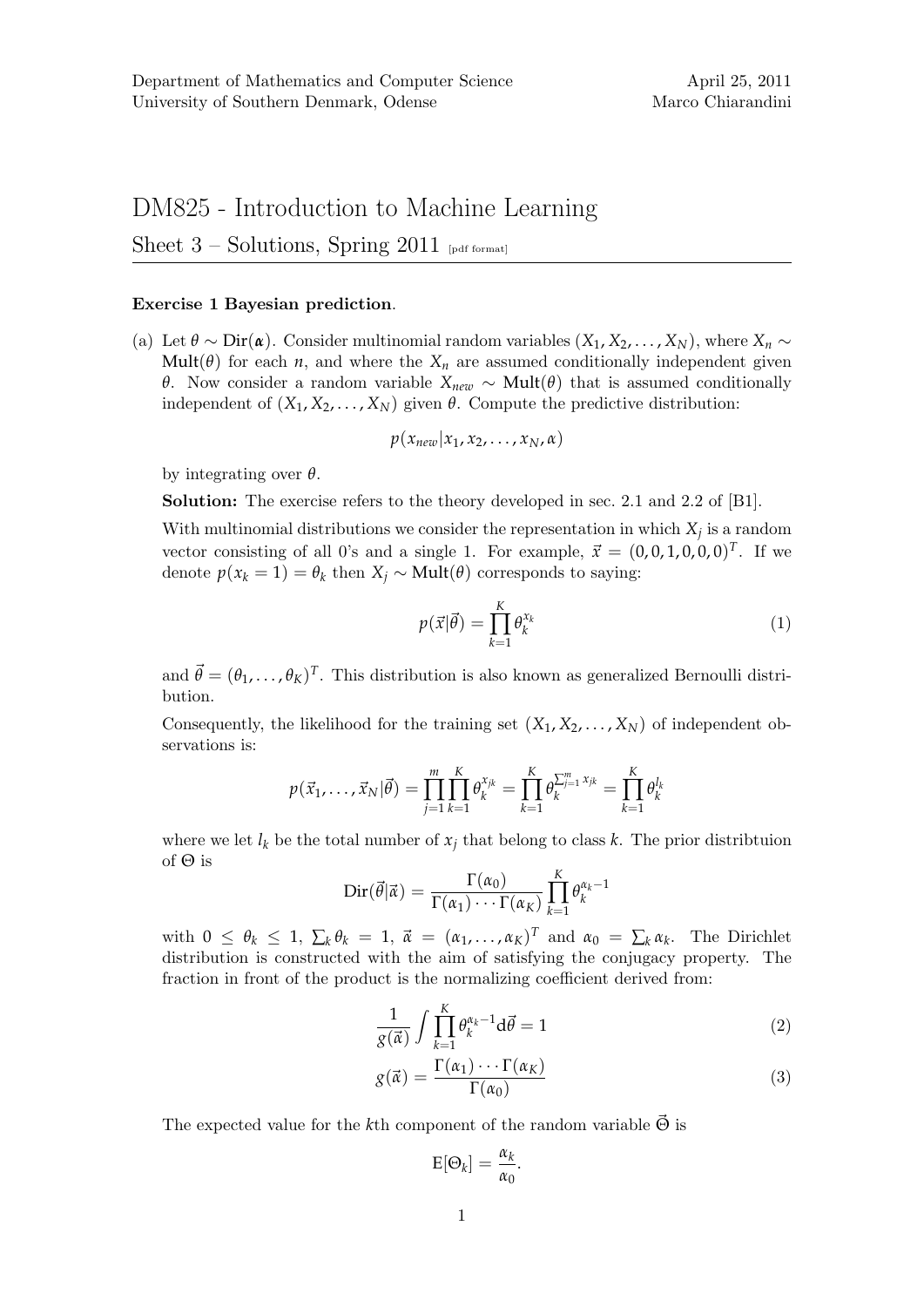Department of Mathematics and Computer Science
University of Southern Denmark, Odense

April 25, 2011
Marco Chiarandini

# DM825 - Introduction to Machine Learning

## Sheet 3 – Solutions, Spring 2011 [pdf format]

**Exercise 1 Bayesian prediction**.

(a) Let $\theta \sim \text{Dir}(\boldsymbol{\alpha})$. Consider multinomial random variables $(X_1, X_2, \ldots, X_N)$, where $X_n \sim \text{Mult}(\theta)$ for each $n$, and where the $X_n$ are assumed conditionally independent given $\theta$. Now consider a random variable $X_{new} \sim \text{Mult}(\theta)$ that is assumed conditionally independent of $(X_1, X_2, \ldots, X_N)$ given $\theta$. Compute the predictive distribution:

$$p(x_{new}|x_1, x_2, \ldots, x_N, \alpha)$$

by integrating over $\theta$.

**Solution:** The exercise refers to the theory developed in sec. 2.1 and 2.2 of [B1].

With multinomial distributions we consider the representation in which $X_j$ is a random vector consisting of all 0's and a single 1. For example, $\vec{x} = (0, 0, 1, 0, 0, 0)^T$. If we denote $p(x_k = 1) = \theta_k$ then $X_j \sim \text{Mult}(\theta)$ corresponds to saying:

$$p(\vec{x}|\vec{\theta}) = \prod_{k=1}^{K} \theta_k^{x_k} \tag{1}$$

and $\vec{\theta} = (\theta_1, \ldots, \theta_K)^T$. This distribution is also known as generalized Bernoulli distribution.

Consequently, the likelihood for the training set $(X_1, X_2, \ldots, X_N)$ of independent observations is:

$$p(\vec{x}_1, \ldots, \vec{x}_N|\vec{\theta}) = \prod_{j=1}^{m} \prod_{k=1}^{K} \theta_k^{x_{jk}} = \prod_{k=1}^{K} \theta_k^{\sum_{j=1}^{m} x_{jk}} = \prod_{k=1}^{K} \theta_k^{l_k}$$

where we let $l_k$ be the total number of $x_j$ that belong to class $k$. The prior distribtuion of $\Theta$ is

$$\text{Dir}(\vec{\theta}|\vec{\alpha}) = \frac{\Gamma(\alpha_0)}{\Gamma(\alpha_1) \cdots \Gamma(\alpha_K)} \prod_{k=1}^{K} \theta_k^{\alpha_k - 1}$$

with $0 \leq \theta_k \leq 1$, $\sum_k \theta_k = 1$, $\vec{\alpha} = (\alpha_1, \ldots, \alpha_K)^T$ and $\alpha_0 = \sum_k \alpha_k$. The Dirichlet distribution is constructed with the aim of satisfying the conjugacy property. The fraction in front of the product is the normalizing coefficient derived from:

$$\frac{1}{g(\vec{\alpha})} \int \prod_{k=1}^{K} \theta_k^{\alpha_k - 1} \mathrm{d}\vec{\theta} = 1 \tag{2}$$

$$g(\vec{\alpha}) = \frac{\Gamma(\alpha_1) \cdots \Gamma(\alpha_K)}{\Gamma(\alpha_0)} \tag{3}$$

The expected value for the $k$th component of the random variable $\vec{\Theta}$ is

$$\mathrm{E}[\Theta_k] = \frac{\alpha_k}{\alpha_0}.$$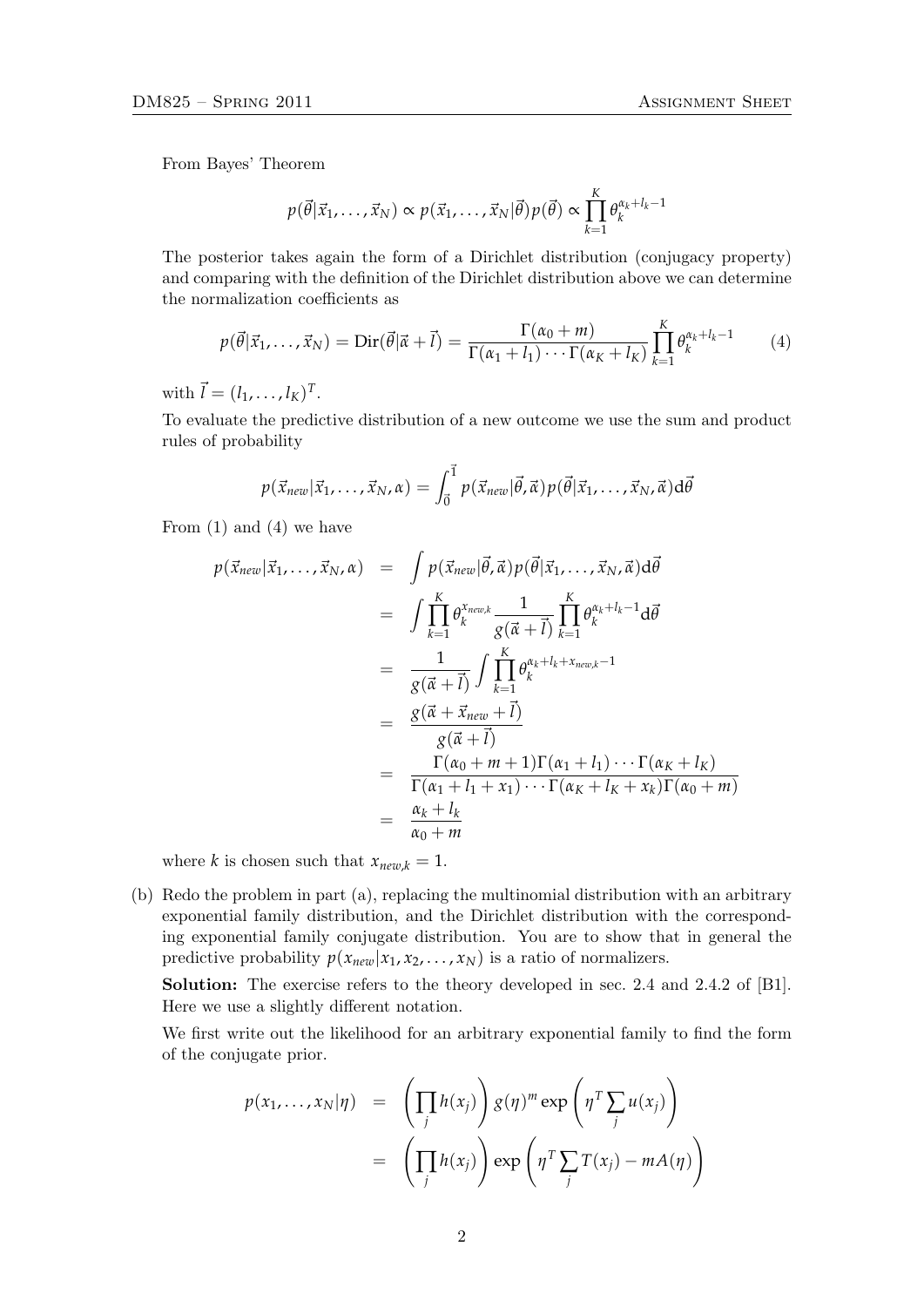From Bayes' Theorem

$$p(\vec{\theta}|\vec{x}_1,\ldots,\vec{x}_N) \propto p(\vec{x}_1,\ldots,\vec{x}_N|\vec{\theta})p(\vec{\theta}) \propto \prod_{k=1}^{K} \theta_k^{\alpha_k+l_k-1}$$

The posterior takes again the form of a Dirichlet distribution (conjugacy property) and comparing with the definition of the Dirichlet distribution above we can determine the normalization coefficients as

$$p(\vec{\theta}|\vec{x}_1,\ldots,\vec{x}_N) = \text{Dir}(\vec{\theta}|\vec{\alpha}+\vec{l}) = \frac{\Gamma(\alpha_0+m)}{\Gamma(\alpha_1+l_1)\cdots\Gamma(\alpha_K+l_K)} \prod_{k=1}^{K} \theta_k^{\alpha_k+l_k-1} \tag{4}$$

with $\vec{l} = (l_1,\ldots,l_K)^T$.

To evaluate the predictive distribution of a new outcome we use the sum and product rules of probability

$$p(\vec{x}_{new}|\vec{x}_1,\ldots,\vec{x}_N,\alpha) = \int_{\vec{0}}^{\vec{1}} p(\vec{x}_{new}|\vec{\theta},\vec{\alpha})p(\vec{\theta}|\vec{x}_1,\ldots,\vec{x}_N,\vec{\alpha})\mathrm{d}\vec{\theta}$$

From (1) and (4) we have

$$\begin{aligned}
p(\vec{x}_{new}|\vec{x}_1,\ldots,\vec{x}_N,\alpha) &= \int p(\vec{x}_{new}|\vec{\theta},\vec{\alpha})p(\vec{\theta}|\vec{x}_1,\ldots,\vec{x}_N,\vec{\alpha})\mathrm{d}\vec{\theta} \\
&= \int \prod_{k=1}^{K} \theta_k^{x_{new,k}} \frac{1}{g(\vec{\alpha}+\vec{l})} \prod_{k=1}^{K} \theta_k^{\alpha_k+l_k-1} \mathrm{d}\vec{\theta} \\
&= \frac{1}{g(\vec{\alpha}+\vec{l})} \int \prod_{k=1}^{K} \theta_k^{\alpha_k+l_k+x_{new,k}-1} \\
&= \frac{g(\vec{\alpha}+\vec{x}_{new}+\vec{l})}{g(\vec{\alpha}+\vec{l})} \\
&= \frac{\Gamma(\alpha_0+m+1)\Gamma(\alpha_1+l_1)\cdots\Gamma(\alpha_K+l_K)}{\Gamma(\alpha_1+l_1+x_1)\cdots\Gamma(\alpha_K+l_K+x_k)\Gamma(\alpha_0+m)} \\
&= \frac{\alpha_k+l_k}{\alpha_0+m}
\end{aligned}$$

where $k$ is chosen such that $x_{new,k} = 1$.

(b) Redo the problem in part (a), replacing the multinomial distribution with an arbitrary exponential family distribution, and the Dirichlet distribution with the corresponding exponential family conjugate distribution. You are to show that in general the predictive probability $p(x_{new}|x_1, x_2, \ldots, x_N)$ is a ratio of normalizers.

**Solution:** The exercise refers to the theory developed in sec. 2.4 and 2.4.2 of [B1]. Here we use a slightly different notation.

We first write out the likelihood for an arbitrary exponential family to find the form of the conjugate prior.

$$\begin{aligned}
p(x_1,\ldots,x_N|\eta) &= \left(\prod_j h(x_j)\right) g(\eta)^m \exp\left(\eta^T \sum_j u(x_j)\right) \\
&= \left(\prod_j h(x_j)\right) \exp\left(\eta^T \sum_j T(x_j) - mA(\eta)\right)
\end{aligned}$$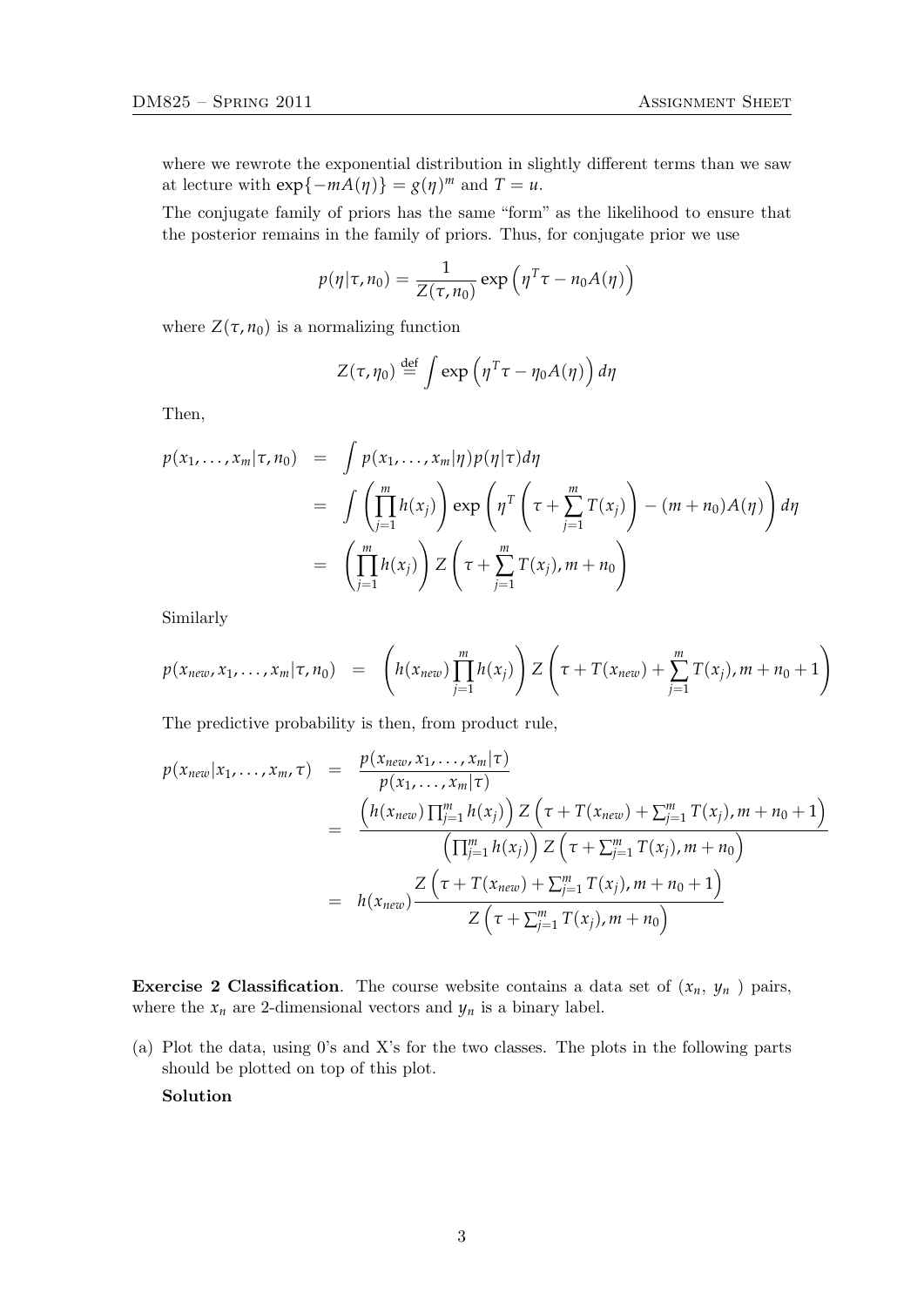where we rewrote the exponential distribution in slightly different terms than we saw at lecture with $\exp\{-mA(\eta)\} = g(\eta)^m$ and $T = u$.

The conjugate family of priors has the same "form" as the likelihood to ensure that the posterior remains in the family of priors. Thus, for conjugate prior we use

$$p(\eta|\tau, n_0) = \frac{1}{Z(\tau, n_0)} \exp\left(\eta^T \tau - n_0 A(\eta)\right)$$

where $Z(\tau, n_0)$ is a normalizing function

$$Z(\tau, \eta_0) \stackrel{\text{def}}{=} \int \exp\left(\eta^T \tau - \eta_0 A(\eta)\right) d\eta$$

Then,

$$\begin{aligned}
p(x_1, \ldots, x_m|\tau, n_0) &= \int p(x_1, \ldots, x_m|\eta) p(\eta|\tau) d\eta \\
&= \int \left(\prod_{j=1}^{m} h(x_j)\right) \exp\left(\eta^T \left(\tau + \sum_{j=1}^{m} T(x_j)\right) - (m + n_0) A(\eta)\right) d\eta \\
&= \left(\prod_{j=1}^{m} h(x_j)\right) Z\left(\tau + \sum_{j=1}^{m} T(x_j), m + n_0\right)
\end{aligned}$$

Similarly

$$p(x_{new}, x_1, \ldots, x_m|\tau, n_0) = \left(h(x_{new}) \prod_{j=1}^{m} h(x_j)\right) Z\left(\tau + T(x_{new}) + \sum_{j=1}^{m} T(x_j), m + n_0 + 1\right)$$

The predictive probability is then, from product rule,

$$\begin{aligned}
p(x_{new}|x_1, \ldots, x_m, \tau) &= \frac{p(x_{new}, x_1, \ldots, x_m|\tau)}{p(x_1, \ldots, x_m|\tau)} \\
&= \frac{\left(h(x_{new}) \prod_{j=1}^{m} h(x_j)\right) Z\left(\tau + T(x_{new}) + \sum_{j=1}^{m} T(x_j), m + n_0 + 1\right)}{\left(\prod_{j=1}^{m} h(x_j)\right) Z\left(\tau + \sum_{j=1}^{m} T(x_j), m + n_0\right)} \\
&= h(x_{new}) \frac{Z\left(\tau + T(x_{new}) + \sum_{j=1}^{m} T(x_j), m + n_0 + 1\right)}{Z\left(\tau + \sum_{j=1}^{m} T(x_j), m + n_0\right)}
\end{aligned}$$

**Exercise 2 Classification**. The course website contains a data set of $(x_n, y_n)$ pairs, where the $x_n$ are 2-dimensional vectors and $y_n$ is a binary label.

(a) Plot the data, using 0's and X's for the two classes. The plots in the following parts should be plotted on top of this plot.

**Solution**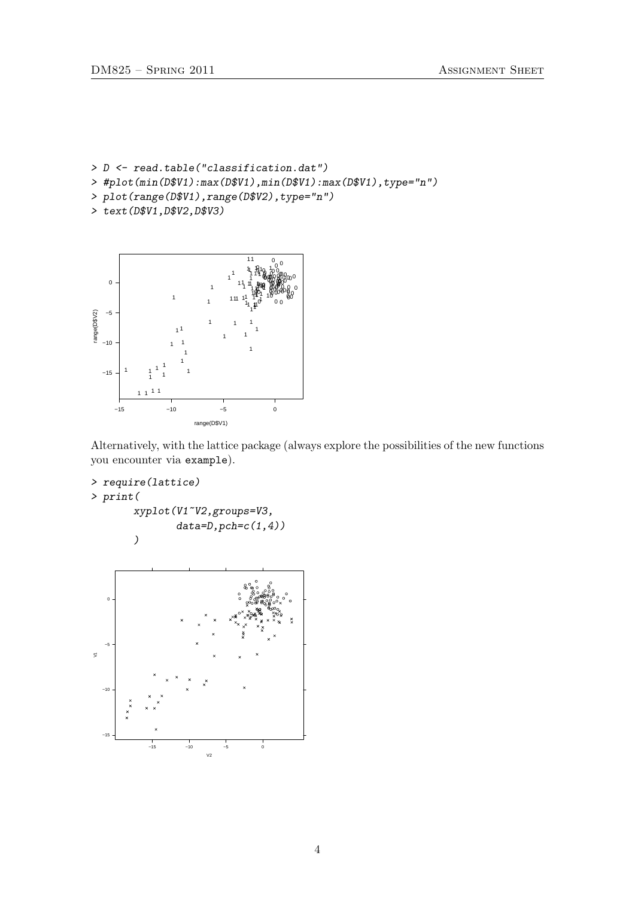```
> D <- read.table("classification.dat")
> #plot(min(D$V1):max(D$V1),min(D$V1):max(D$V1),type="n")
> plot(range(D$V1),range(D$V2),type="n")
> text(D$V1,D$V2,D$V3)
```

Alternatively, with the lattice package (always explore the possibilities of the new functions you encounter via `example`).

```
> require(lattice)
> print(
      xyplot(V1~V2,groups=V3,
             data=D,pch=c(1,4))
      )
```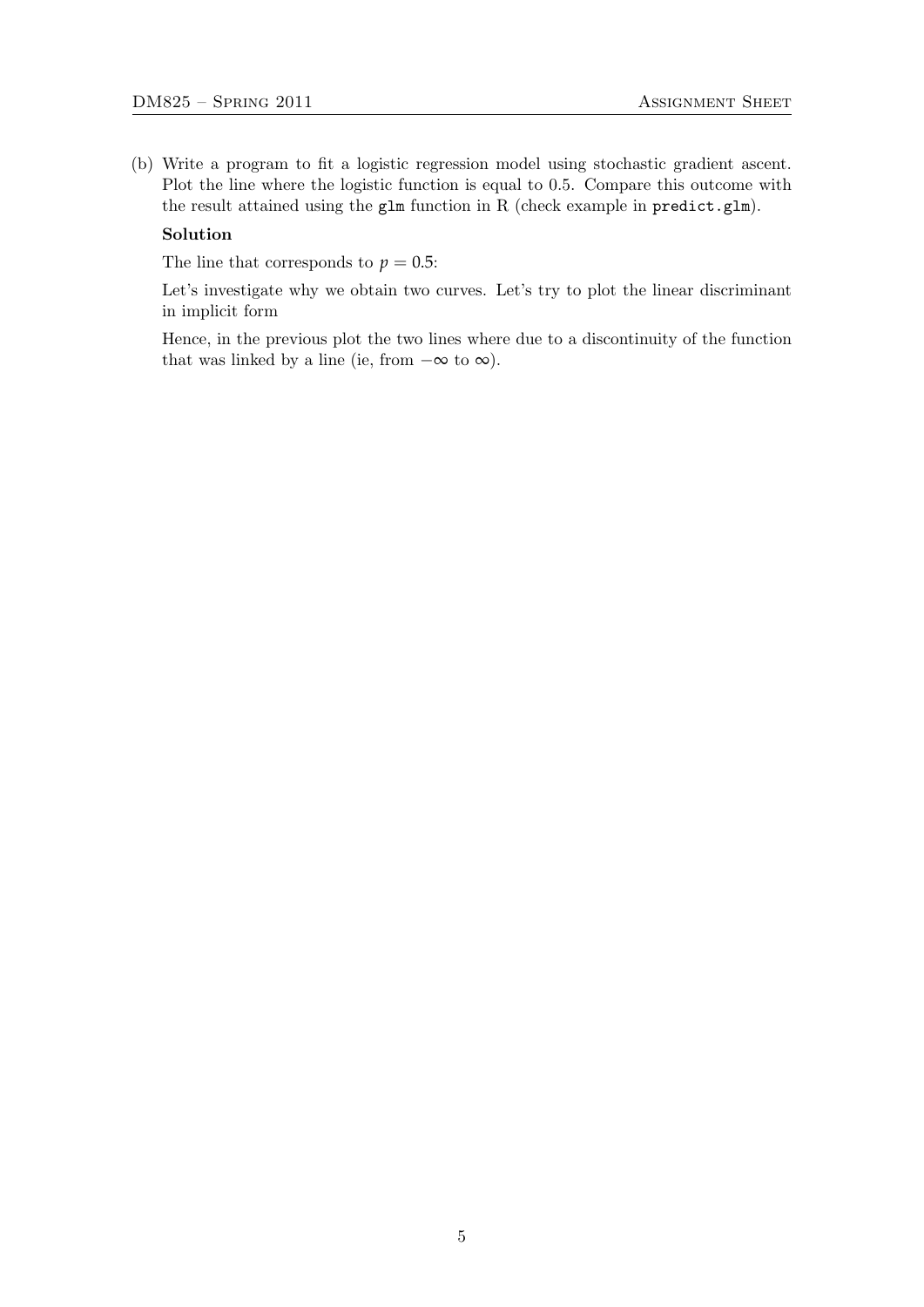(b) Write a program to fit a logistic regression model using stochastic gradient ascent. Plot the line where the logistic function is equal to 0.5. Compare this outcome with the result attained using the `glm` function in R (check example in `predict.glm`).

**Solution**

The line that corresponds to $p = 0.5$:

Let's investigate why we obtain two curves. Let's try to plot the linear discriminant in implicit form

Hence, in the previous plot the two lines where due to a discontinuity of the function that was linked by a line (ie, from $-\infty$ to $\infty$).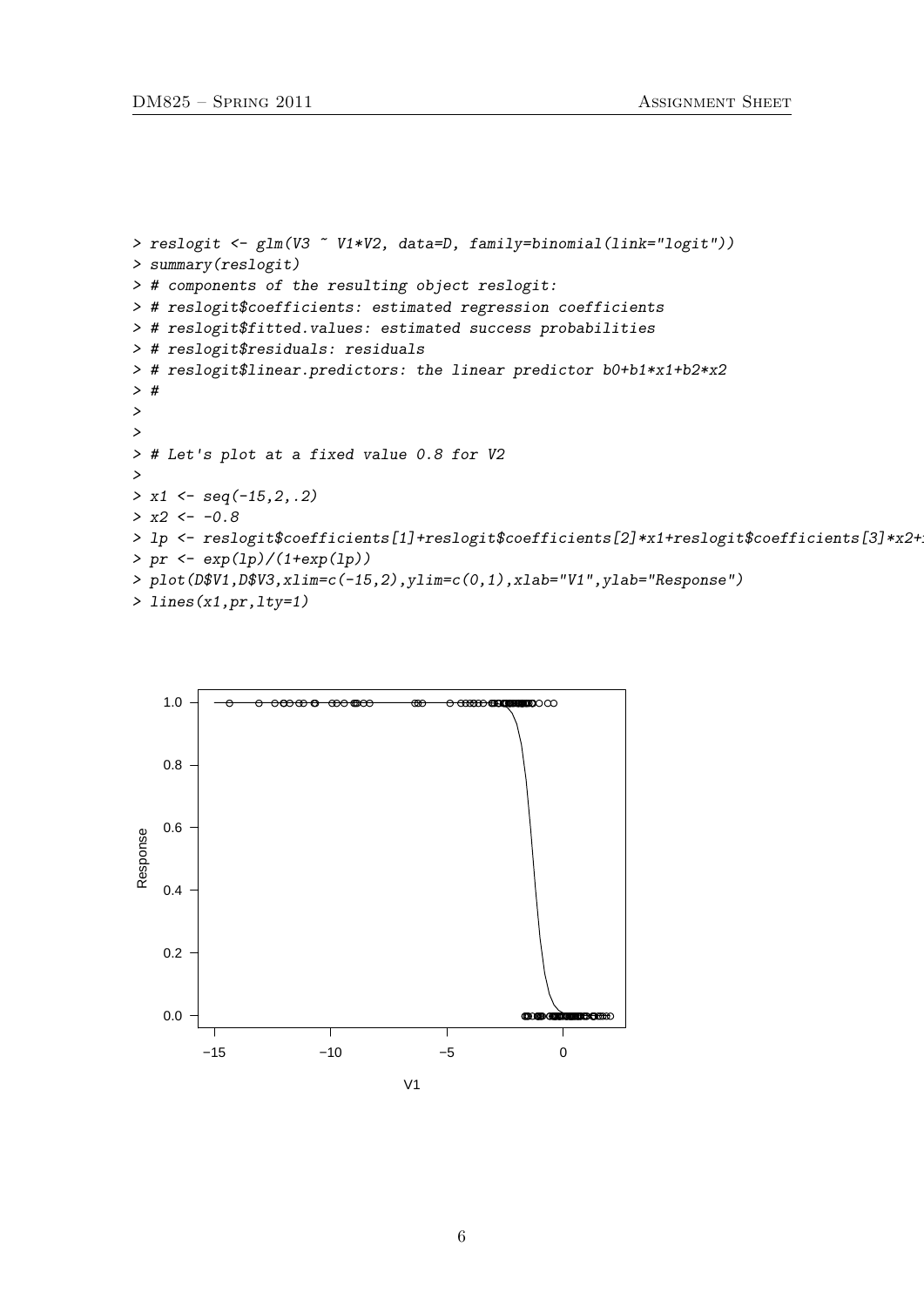```
> reslogit <- glm(V3 ~ V1*V2, data=D, family=binomial(link="logit"))
> summary(reslogit)
> # components of the resulting object reslogit:
> # reslogit$coefficients: estimated regression coefficients
> # reslogit$fitted.values: estimated success probabilities
> # reslogit$residuals: residuals
> # reslogit$linear.predictors: the linear predictor b0+b1*x1+b2*x2
> #
>
>
> # Let's plot at a fixed value 0.8 for V2
>
> x1 <- seq(-15,2,.2)
> x2 <- -0.8
> lp <- reslogit$coefficients[1]+reslogit$coefficients[2]*x1+reslogit$coefficients[3]*x2+
> pr <- exp(lp)/(1+exp(lp))
> plot(D$V1,D$V3,xlim=c(-15,2),ylim=c(0,1),xlab="V1",ylab="Response")
> lines(x1,pr,lty=1)
```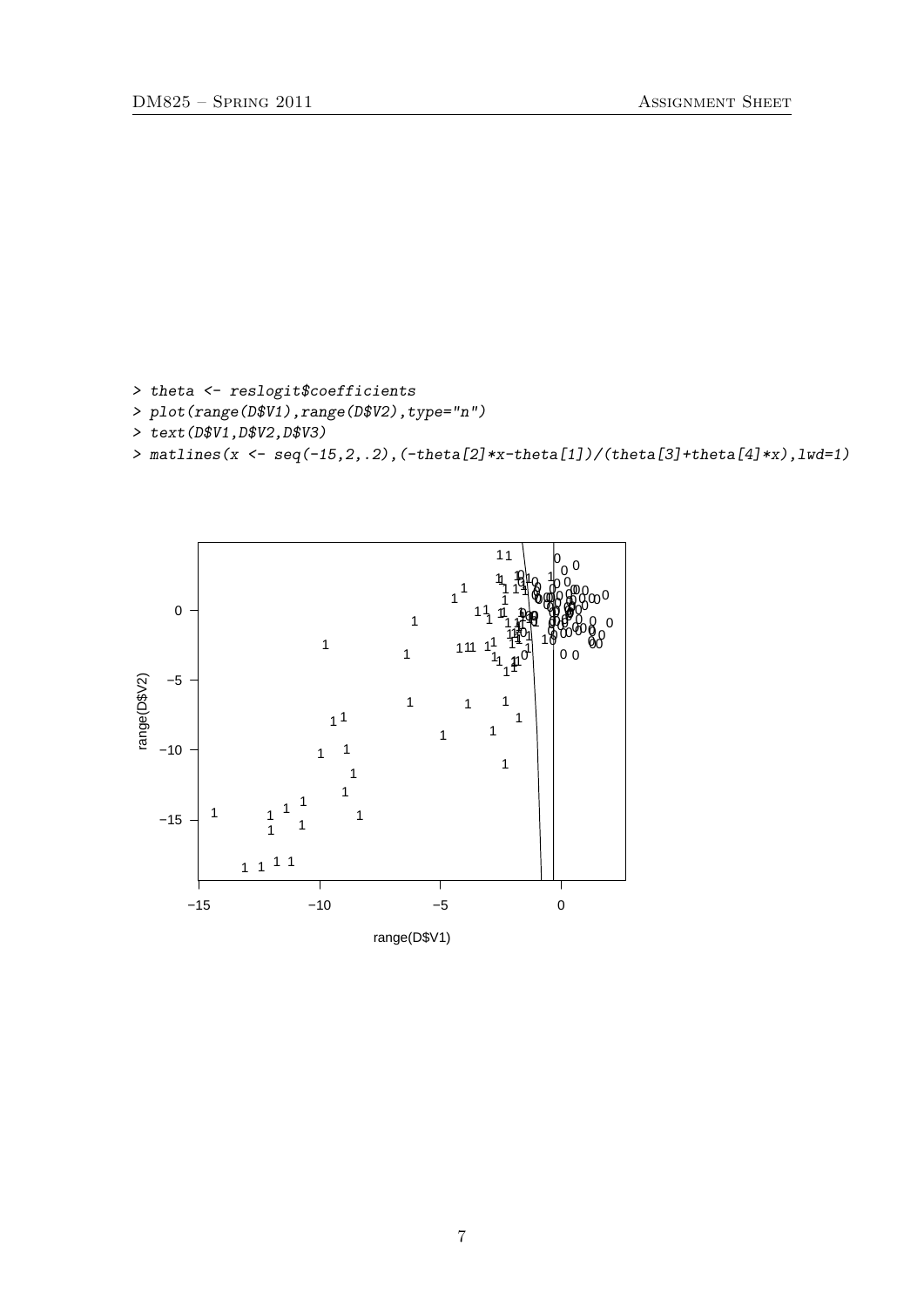```
> theta <- reslogit$coefficients
> plot(range(D$V1),range(D$V2),type="n")
> text(D$V1,D$V2,D$V3)
> matlines(x <- seq(-15,2,.2),(-theta[2]*x-theta[1])/(theta[3]+theta[4]*x),lwd=1)
```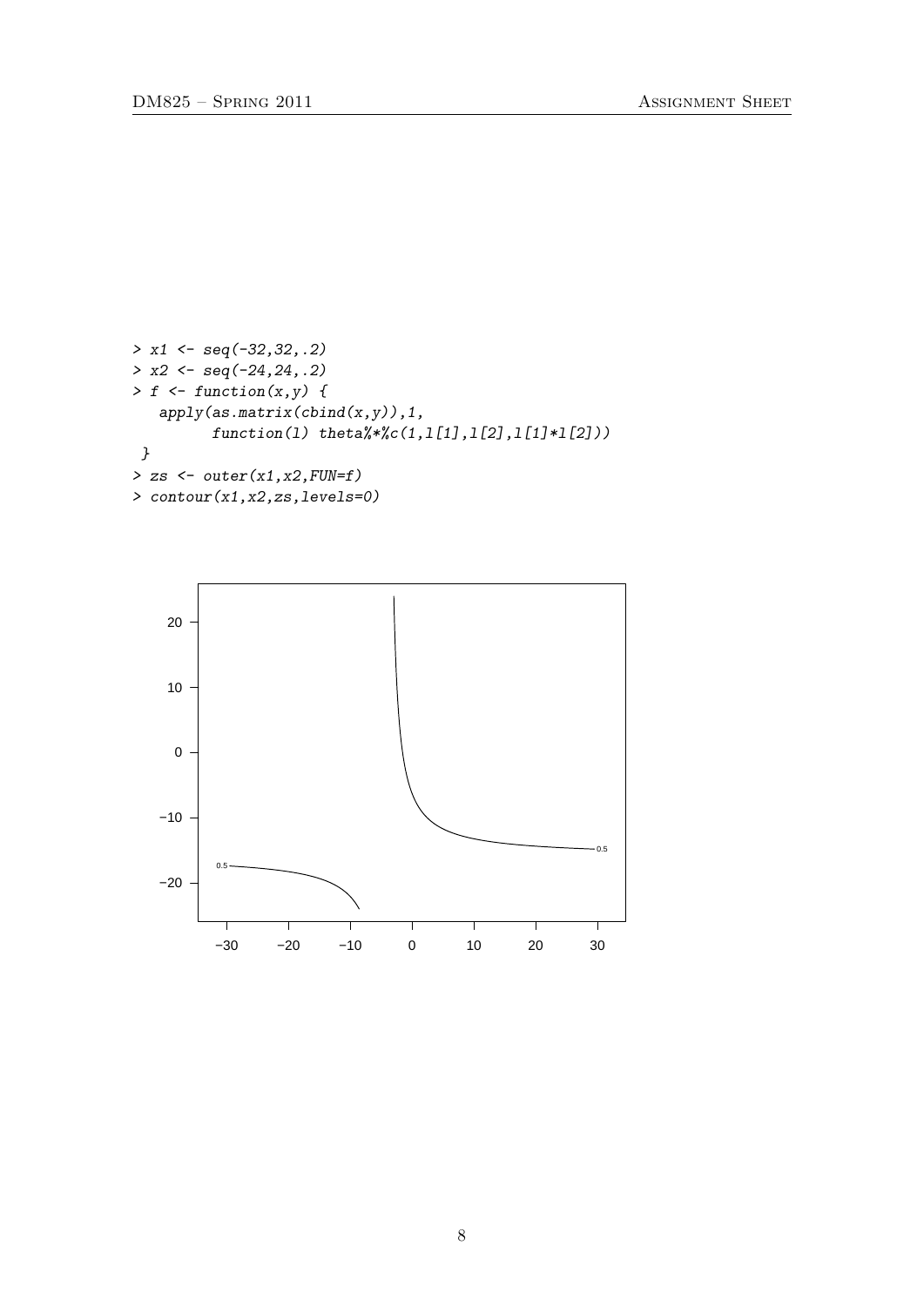```
> x1 <- seq(-32,32,.2)
> x2 <- seq(-24,24,.2)
> f <- function(x,y) {
   apply(as.matrix(cbind(x,y)),1,
         function(l) theta%*%c(1,l[1],l[2],l[1]*l[2]))
 }
> zs <- outer(x1,x2,FUN=f)
> contour(x1,x2,zs,levels=0)
```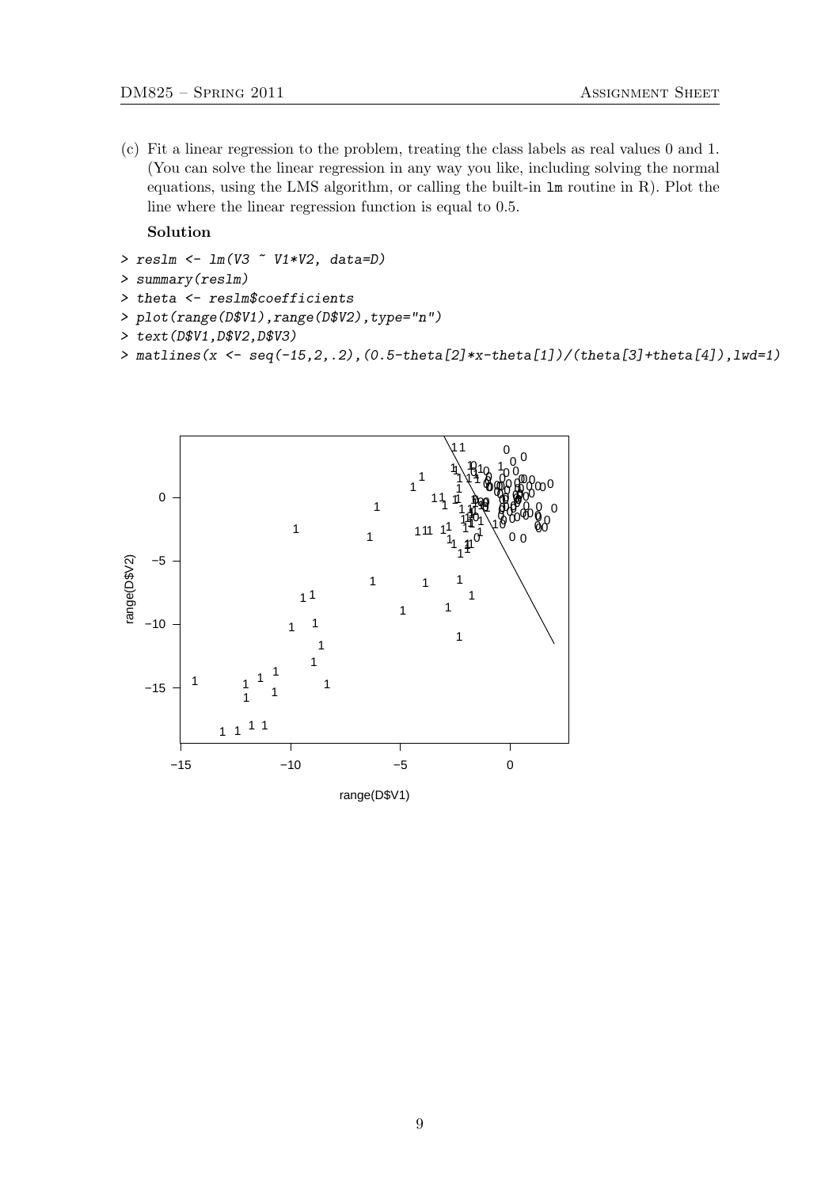(c) Fit a linear regression to the problem, treating the class labels as real values 0 and 1. (You can solve the linear regression in any way you like, including solving the normal equations, using the LMS algorithm, or calling the built-in `lm` routine in R). Plot the line where the linear regression function is equal to 0.5.

**Solution**

```
> reslm <- lm(V3 ~ V1*V2, data=D)
> summary(reslm)
> theta <- reslm$coefficients
> plot(range(D$V1),range(D$V2),type="n")
> text(D$V1,D$V2,D$V3)
> matlines(x <- seq(-15,2,.2),(0.5-theta[2]*x-theta[1])/(theta[3]+theta[4]),lwd=1)
```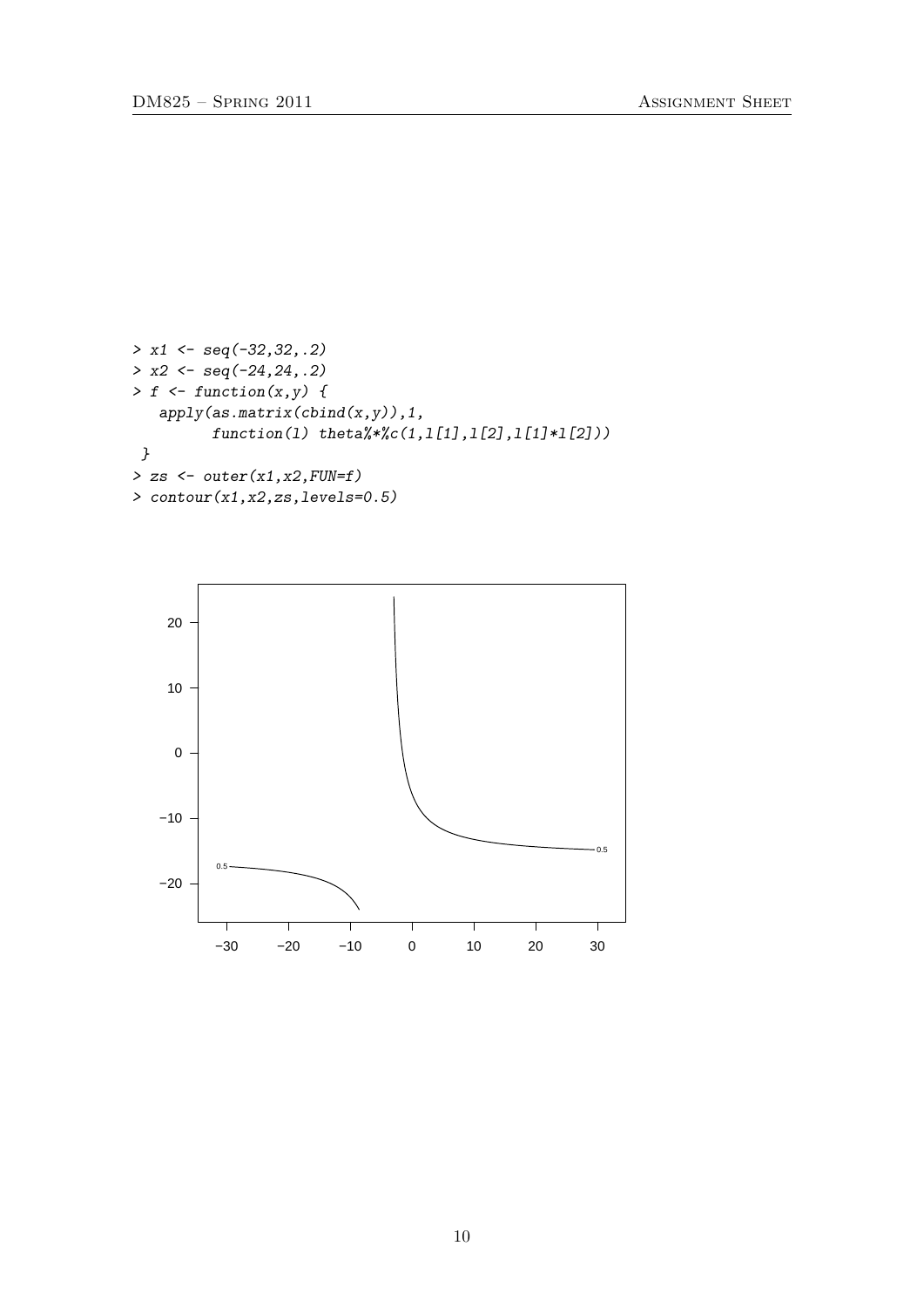```
> x1 <- seq(-32,32,.2)
> x2 <- seq(-24,24,.2)
> f <- function(x,y) {
   apply(as.matrix(cbind(x,y)),1,
         function(l) theta%*%c(1,l[1],l[2],l[1]*l[2]))
 }
> zs <- outer(x1,x2,FUN=f)
> contour(x1,x2,zs,levels=0.5)
```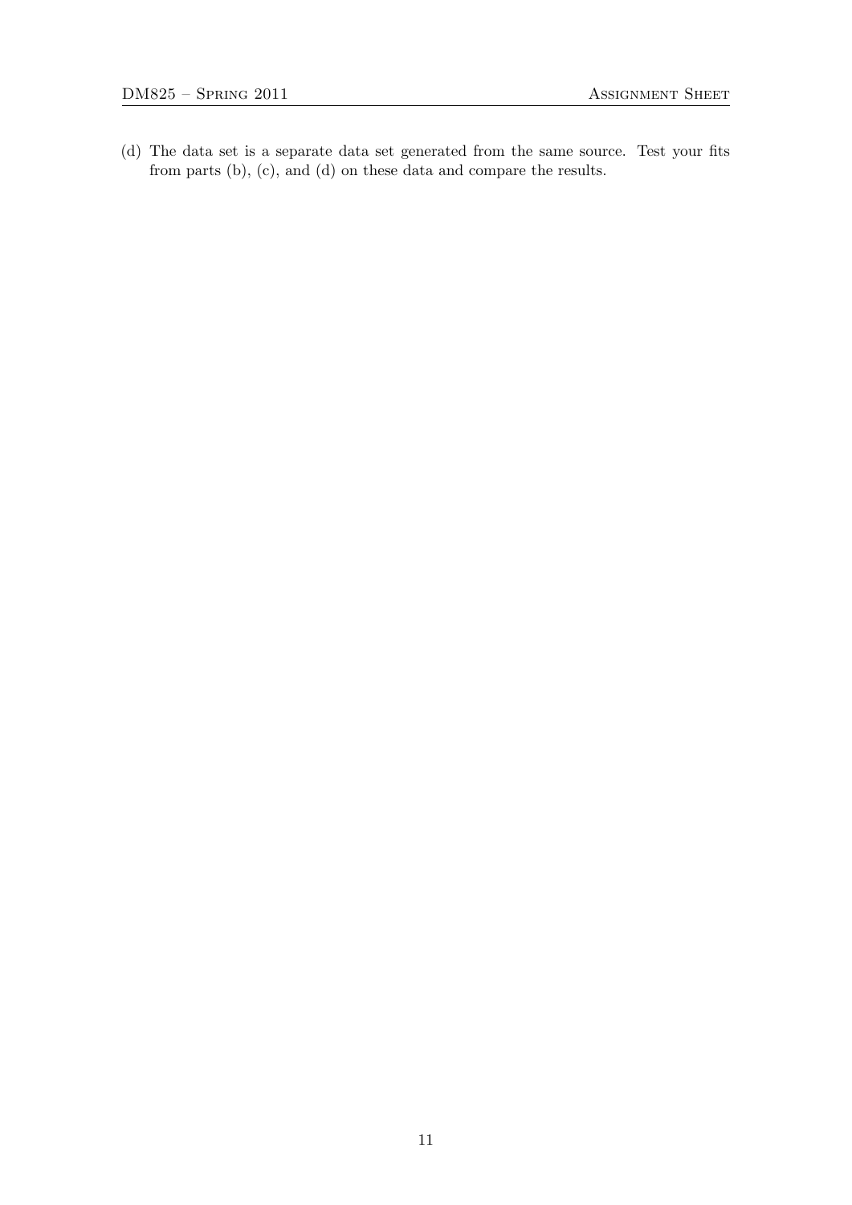(d) The data set is a separate data set generated from the same source. Test your fits from parts (b), (c), and (d) on these data and compare the results.